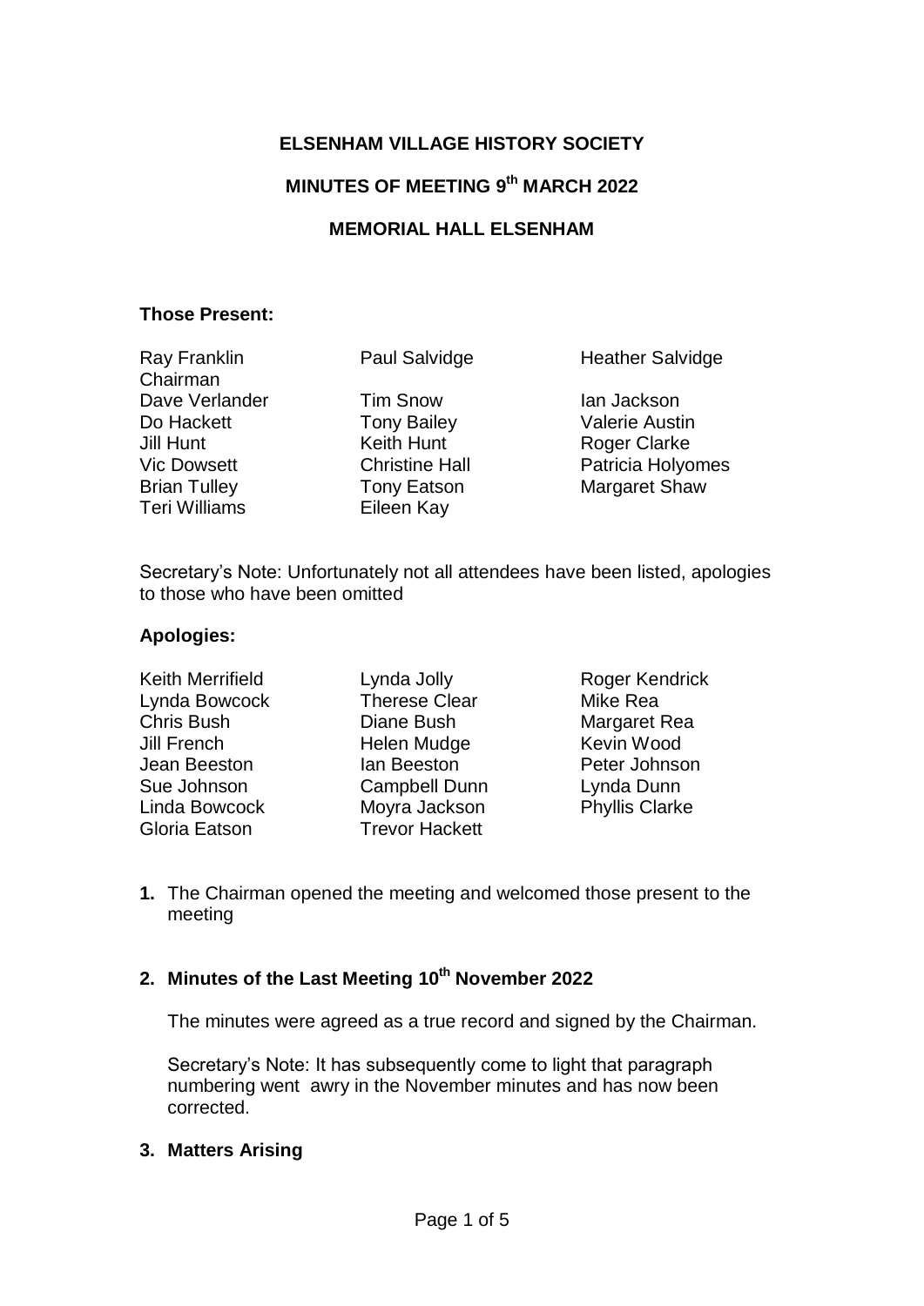# ELSENHAM VILLAGE HISTORY SOCIETY

## MINUTES OF MEETING 9th MARCH 2022

## MEMORIAL HALL ELSENHAM

**Those Present:**

| | | |
|---|---|---|
| Ray Franklin Chairman | Paul Salvidge | Heather Salvidge |
| Dave Verlander | Tim Snow | Ian Jackson |
| Do Hackett | Tony Bailey | Valerie Austin |
| Jill Hunt | Keith Hunt | Roger Clarke |
| Vic Dowsett | Christine Hall | Patricia Holyomes |
| Brian Tulley | Tony Eatson | Margaret Shaw |
| Teri Williams | Eileen Kay | |

Secretary's Note: Unfortunately not all attendees have been listed, apologies to those who have been omitted

**Apologies:**

| | | |
|---|---|---|
| Keith Merrifield | Lynda Jolly | Roger Kendrick |
| Lynda Bowcock | Therese Clear | Mike Rea |
| Chris Bush | Diane Bush | Margaret Rea |
| Jill French | Helen Mudge | Kevin Wood |
| Jean Beeston | Ian Beeston | Peter Johnson |
| Sue Johnson | Campbell Dunn | Lynda Dunn |
| Linda Bowcock | Moyra Jackson | Phyllis Clarke |
| Gloria Eatson | Trevor Hackett | |

1. The Chairman opened the meeting and welcomed those present to the meeting

2. **Minutes of the Last Meeting 10th November 2022**

   The minutes were agreed as a true record and signed by the Chairman.

   Secretary's Note: It has subsequently come to light that paragraph numbering went awry in the November minutes and has now been corrected.

3. **Matters Arising**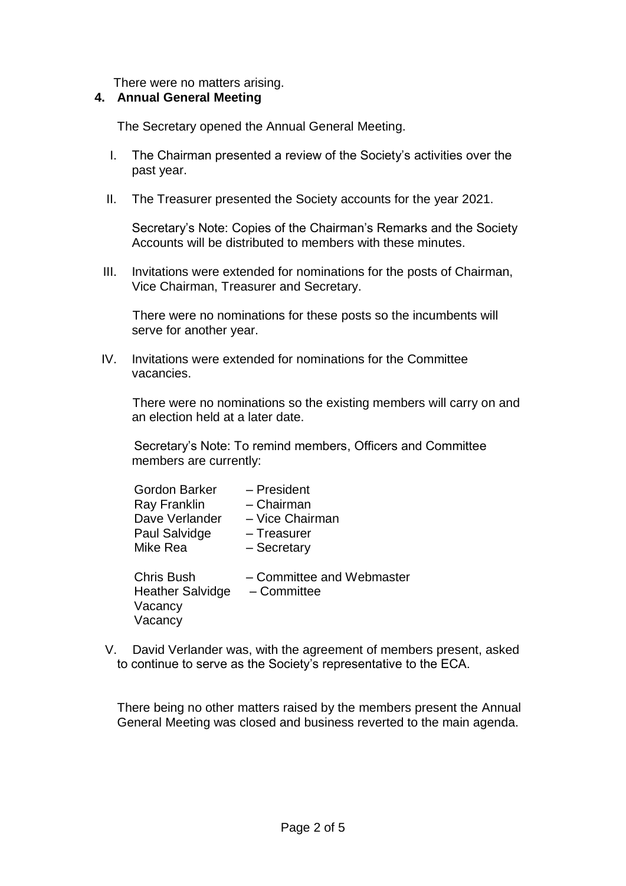There were no matters arising.

## 4. Annual General Meeting

The Secretary opened the Annual General Meeting.

I. The Chairman presented a review of the Society's activities over the past year.

II. The Treasurer presented the Society accounts for the year 2021.

   Secretary's Note: Copies of the Chairman's Remarks and the Society Accounts will be distributed to members with these minutes.

III. Invitations were extended for nominations for the posts of Chairman, Vice Chairman, Treasurer and Secretary.

   There were no nominations for these posts so the incumbents will serve for another year.

IV. Invitations were extended for nominations for the Committee vacancies.

   There were no nominations so the existing members will carry on and an election held at a later date.

   Secretary's Note: To remind members, Officers and Committee members are currently:

   | | |
   |---|---|
   | Gordon Barker | – President |
   | Ray Franklin | – Chairman |
   | Dave Verlander | – Vice Chairman |
   | Paul Salvidge | – Treasurer |
   | Mike Rea | – Secretary |
   | | |
   | Chris Bush | – Committee and Webmaster |
   | Heather Salvidge | – Committee |
   | Vacancy | |
   | Vacancy | |

V. David Verlander was, with the agreement of members present, asked to continue to serve as the Society's representative to the ECA.

There being no other matters raised by the members present the Annual General Meeting was closed and business reverted to the main agenda.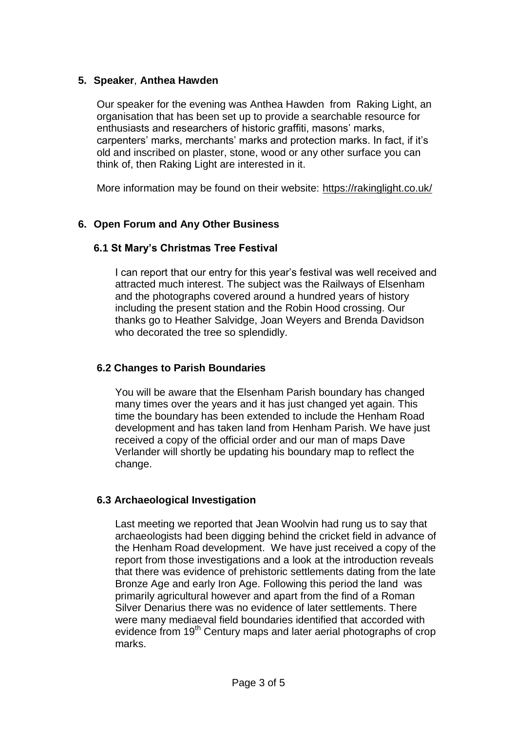## 5. Speaker, Anthea Hawden

Our speaker for the evening was Anthea Hawden from Raking Light, an organisation that has been set up to provide a searchable resource for enthusiasts and researchers of historic graffiti, masons' marks, carpenters' marks, merchants' marks and protection marks. In fact, if it's old and inscribed on plaster, stone, wood or any other surface you can think of, then Raking Light are interested in it.

More information may be found on their website: https://rakinglight.co.uk/

## 6. Open Forum and Any Other Business

### 6.1 St Mary's Christmas Tree Festival

I can report that our entry for this year's festival was well received and attracted much interest. The subject was the Railways of Elsenham and the photographs covered around a hundred years of history including the present station and the Robin Hood crossing. Our thanks go to Heather Salvidge, Joan Weyers and Brenda Davidson who decorated the tree so splendidly.

### 6.2 Changes to Parish Boundaries

You will be aware that the Elsenham Parish boundary has changed many times over the years and it has just changed yet again. This time the boundary has been extended to include the Henham Road development and has taken land from Henham Parish. We have just received a copy of the official order and our man of maps Dave Verlander will shortly be updating his boundary map to reflect the change.

### 6.3 Archaeological Investigation

Last meeting we reported that Jean Woolvin had rung us to say that archaeologists had been digging behind the cricket field in advance of the Henham Road development. We have just received a copy of the report from those investigations and a look at the introduction reveals that there was evidence of prehistoric settlements dating from the late Bronze Age and early Iron Age. Following this period the land was primarily agricultural however and apart from the find of a Roman Silver Denarius there was no evidence of later settlements. There were many mediaeval field boundaries identified that accorded with evidence from 19th Century maps and later aerial photographs of crop marks.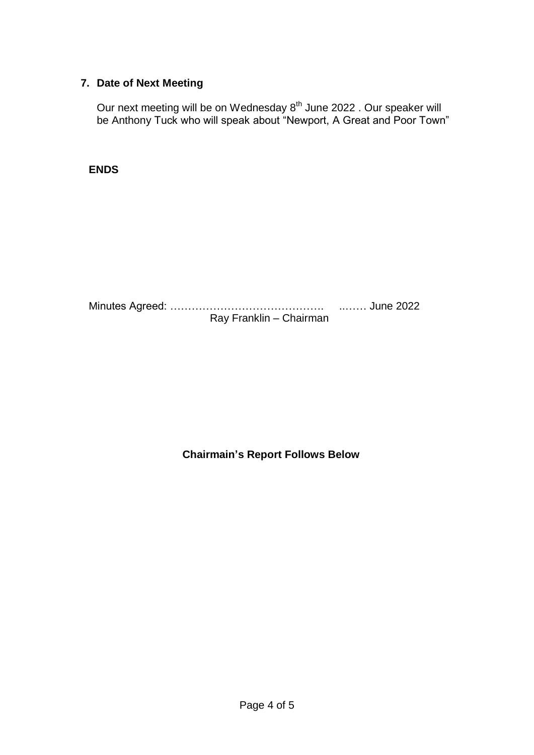## 7. Date of Next Meeting

Our next meeting will be on Wednesday 8th June 2022 . Our speaker will be Anthony Tuck who will speak about “Newport, A Great and Poor Town”

**ENDS**

Minutes Agreed: ……………………………………. ..…… June 2022
Ray Franklin – Chairman

**Chairmain’s Report Follows Below**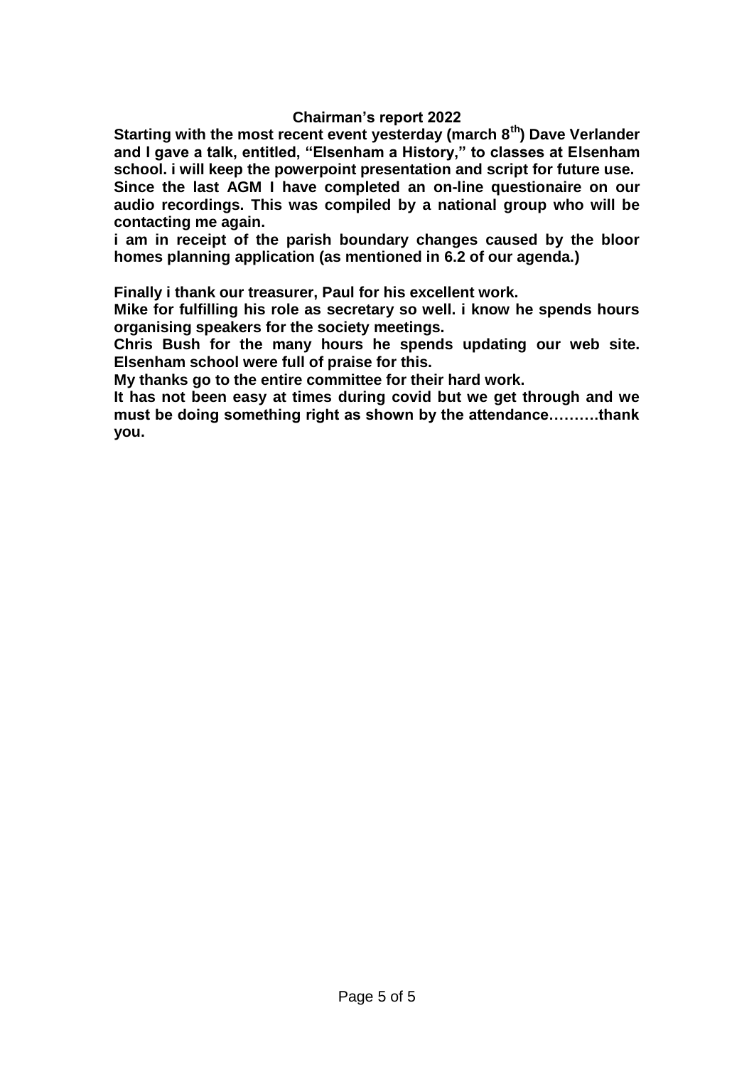# Chairman's report 2022

**Starting with the most recent event yesterday (march 8th) Dave Verlander and I gave a talk, entitled, "Elsenham a History," to classes at Elsenham school. i will keep the powerpoint presentation and script for future use.**

**Since the last AGM I have completed an on-line questionaire on our audio recordings. This was compiled by a national group who will be contacting me again.**

**i am in receipt of the parish boundary changes caused by the bloor homes planning application (as mentioned in 6.2 of our agenda.)**

**Finally i thank our treasurer, Paul for his excellent work.**

**Mike for fulfilling his role as secretary so well. i know he spends hours organising speakers for the society meetings.**

**Chris Bush for the many hours he spends updating our web site. Elsenham school were full of praise for this.**

**My thanks go to the entire committee for their hard work.**

**It has not been easy at times during covid but we get through and we must be doing something right as shown by the attendance……….thank you.**